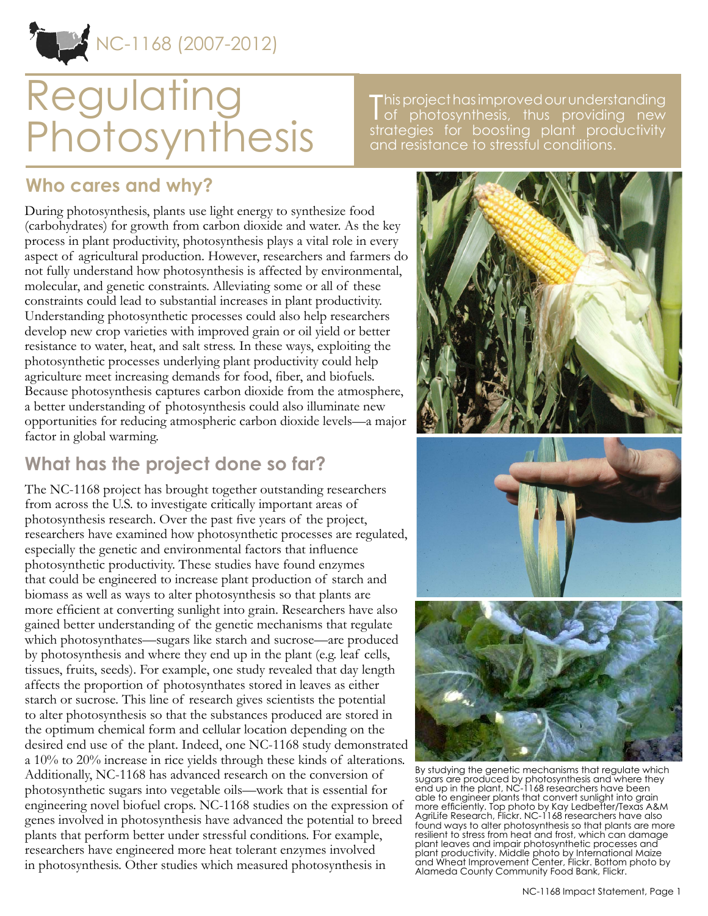NC-1168 (2007-2012)

# Regulating Photosynthesis

This project has improved our understanding of photosynthesis, thus providing new strategies for boosting plant productivity and resistance to stressful conditions.

## Who cares and why?

During photosynthesis, plants use light energy to synthesize food (carbohydrates) for growth from carbon dioxide and water. As the key process in plant productivity, photosynthesis plays a vital role in every aspect of agricultural production. However, researchers and farmers do not fully understand how photosynthesis is affected by environmental, molecular, and genetic constraints. Alleviating some or all of these constraints could lead to substantial increases in plant productivity. Understanding photosynthetic processes could also help researchers develop new crop varieties with improved grain or oil yield or better resistance to water, heat, and salt stress. In these ways, exploiting the photosynthetic processes underlying plant productivity could help agriculture meet increasing demands for food, fiber, and biofuels. Because photosynthesis captures carbon dioxide from the atmosphere, a better understanding of photosynthesis could also illuminate new opportunities for reducing atmospheric carbon dioxide levels—a major factor in global warming.

## What has the project done so far?

The NC-1168 project has brought together outstanding researchers from across the U.S. to investigate critically important areas of photosynthesis research. Over the past five years of the project, researchers have examined how photosynthetic processes are regulated, especially the genetic and environmental factors that influence photosynthetic productivity. These studies have found enzymes that could be engineered to increase plant production of starch and biomass as well as ways to alter photosynthesis so that plants are more efficient at converting sunlight into grain. Researchers have also gained better understanding of the genetic mechanisms that regulate which photosynthates—sugars like starch and sucrose—are produced by photosynthesis and where they end up in the plant (e.g. leaf cells, tissues, fruits, seeds). For example, one study revealed that day length affects the proportion of photosynthates stored in leaves as either starch or sucrose. This line of research gives scientists the potential to alter photosynthesis so that the substances produced are stored in the optimum chemical form and cellular location depending on the desired end use of the plant. Indeed, one NC-1168 study demonstrated a 10% to 20% increase in rice yields through these kinds of alterations. Additionally, NC-1168 has advanced research on the conversion of photosynthetic sugars into vegetable oils—work that is essential for engineering novel biofuel crops. NC-1168 studies on the expression of genes involved in photosynthesis have advanced the potential to breed plants that perform better under stressful conditions. For example, researchers have engineered more heat tolerant enzymes involved in photosynthesis. Other studies which measured photosynthesis in

By studying the genetic mechanisms that regulate which sugars are produced by photosynthesis and where they end up in the plant, NC-1168 researchers have been able to engineer plants that convert sunlight into grain more efficiently. Top photo by Kay Ledbetter/Texas A&M AgriLife Research, Flickr. NC-1168 researchers have also found ways to alter photosynthesis so that plants are more resilient to stress from heat and frost, which can damage plant leaves and impair photosynthetic processes and plant productivity. Middle photo by International Maize and Wheat Improvement Center, Flickr. Bottom photo by Alameda County Community Food Bank, Flickr.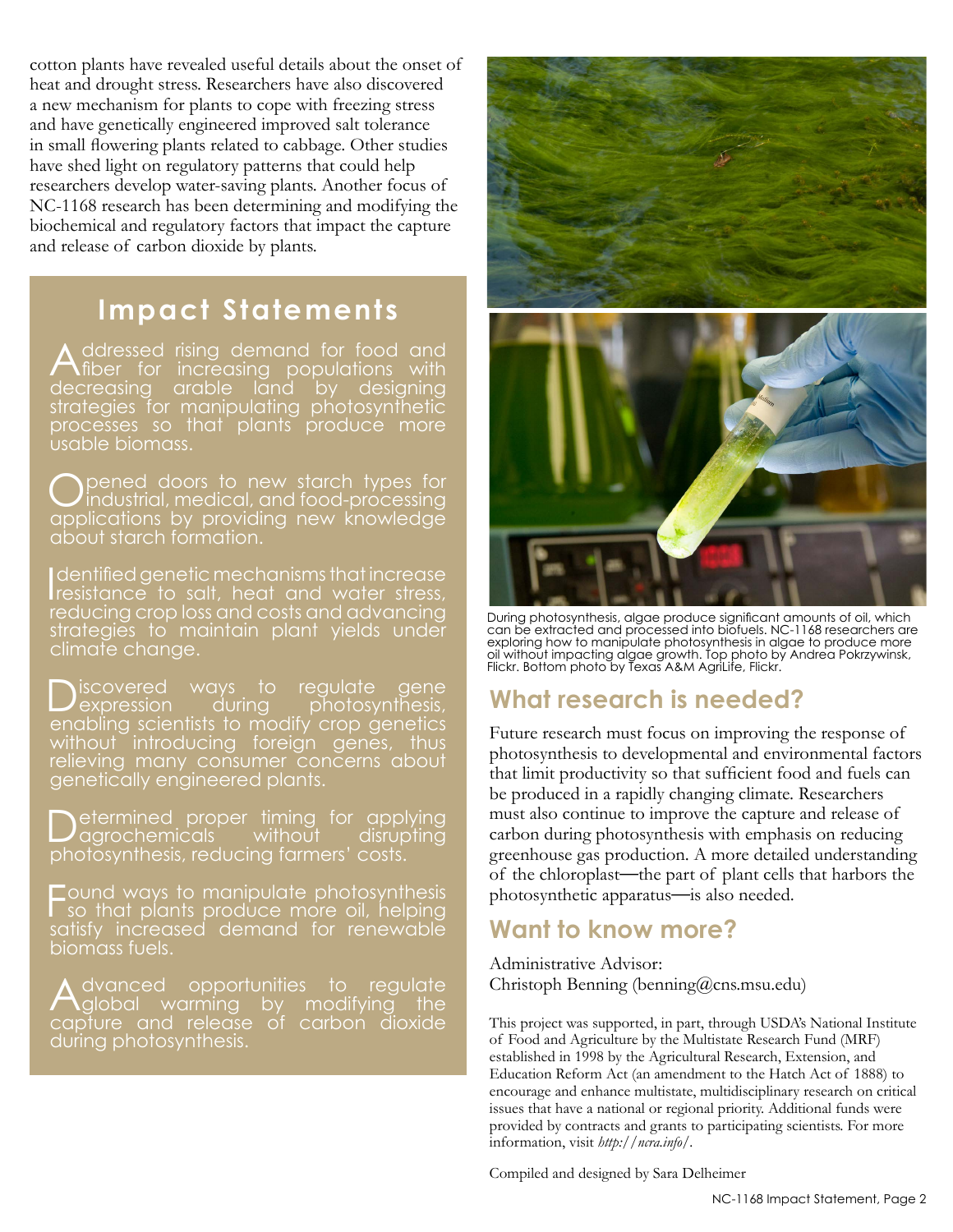cotton plants have revealed useful details about the onset of heat and drought stress. Researchers have also discovered a new mechanism for plants to cope with freezing stress and have genetically engineered improved salt tolerance in small flowering plants related to cabbage. Other studies have shed light on regulatory patterns that could help researchers develop water-saving plants. Another focus of NC-1168 research has been determining and modifying the biochemical and regulatory factors that impact the capture and release of carbon dioxide by plants.

## Impact Statements

Addressed rising demand for food and fiber for increasing populations with decreasing arable land by designing strategies for manipulating photosynthetic processes so that plants produce more usable biomass.

Opened doors to new starch types for industrial, medical, and food-processing applications by providing new knowledge about starch formation.

Identified genetic mechanisms that increase resistance to salt, heat and water stress, reducing crop loss and costs and advancing strategies to maintain plant yields under climate change.

Discovered ways to regulate gene expression during photosynthesis, enabling scientists to modify crop genetics without introducing foreign genes, thus relieving many consumer concerns about genetically engineered plants.

Determined proper timing for applying agrochemicals without disrupting photosynthesis, reducing farmers' costs.

Found ways to manipulate photosynthesis so that plants produce more oil, helping satisfy increased demand for renewable biomass fuels.

Advanced opportunities to regulate global warming by modifying the capture and release of carbon dioxide during photosynthesis.

During photosynthesis, algae produce significant amounts of oil, which can be extracted and processed into biofuels. NC-1168 researchers are exploring how to manipulate photosynthesis in algae to produce more oil without impacting algae growth. Top photo by Andrea Pokrzywinsk, Flickr. Bottom photo by Texas A&M AgriLife, Flickr.

## What research is needed?

Future research must focus on improving the response of photosynthesis to developmental and environmental factors that limit productivity so that sufficient food and fuels can be produced in a rapidly changing climate. Researchers must also continue to improve the capture and release of carbon during photosynthesis with emphasis on reducing greenhouse gas production. A more detailed understanding of the chloroplast—the part of plant cells that harbors the photosynthetic apparatus—is also needed.

## Want to know more?

Administrative Advisor:
Christoph Benning (benning@cns.msu.edu)

This project was supported, in part, through USDA's National Institute of Food and Agriculture by the Multistate Research Fund (MRF) established in 1998 by the Agricultural Research, Extension, and Education Reform Act (an amendment to the Hatch Act of 1888) to encourage and enhance multistate, multidisciplinary research on critical issues that have a national or regional priority. Additional funds were provided by contracts and grants to participating scientists. For more information, visit *http://ncra.info/*.

Compiled and designed by Sara Delheimer